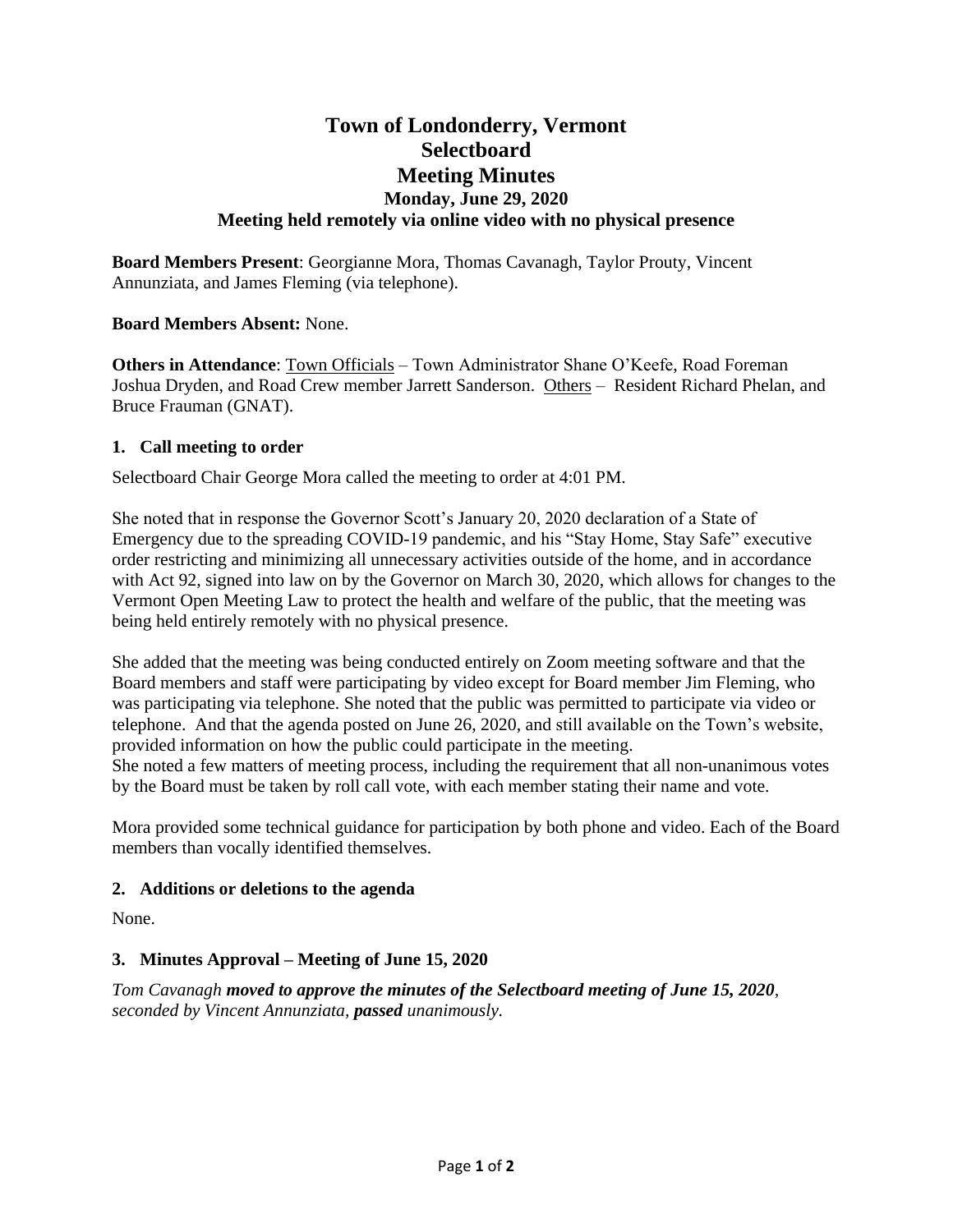# Town of Londonderry, Vermont
# Selectboard
# Meeting Minutes
### Monday, June 29, 2020
### Meeting held remotely via online video with no physical presence

**Board Members Present**: Georgianne Mora, Thomas Cavanagh, Taylor Prouty, Vincent Annunziata, and James Fleming (via telephone).

**Board Members Absent:** None.

**Others in Attendance**: Town Officials – Town Administrator Shane O'Keefe, Road Foreman Joshua Dryden, and Road Crew member Jarrett Sanderson. Others – Resident Richard Phelan, and Bruce Frauman (GNAT).

### 1. Call meeting to order

Selectboard Chair George Mora called the meeting to order at 4:01 PM.

She noted that in response the Governor Scott's January 20, 2020 declaration of a State of Emergency due to the spreading COVID-19 pandemic, and his "Stay Home, Stay Safe" executive order restricting and minimizing all unnecessary activities outside of the home, and in accordance with Act 92, signed into law on by the Governor on March 30, 2020, which allows for changes to the Vermont Open Meeting Law to protect the health and welfare of the public, that the meeting was being held entirely remotely with no physical presence.

She added that the meeting was being conducted entirely on Zoom meeting software and that the Board members and staff were participating by video except for Board member Jim Fleming, who was participating via telephone. She noted that the public was permitted to participate via video or telephone. And that the agenda posted on June 26, 2020, and still available on the Town's website, provided information on how the public could participate in the meeting.
She noted a few matters of meeting process, including the requirement that all non-unanimous votes by the Board must be taken by roll call vote, with each member stating their name and vote.

Mora provided some technical guidance for participation by both phone and video. Each of the Board members than vocally identified themselves.

### 2. Additions or deletions to the agenda

None.

### 3. Minutes Approval – Meeting of June 15, 2020

*Tom Cavanagh **moved to approve the minutes of the Selectboard meeting of June 15, 2020**, seconded by Vincent Annunziata, **passed** unanimously.*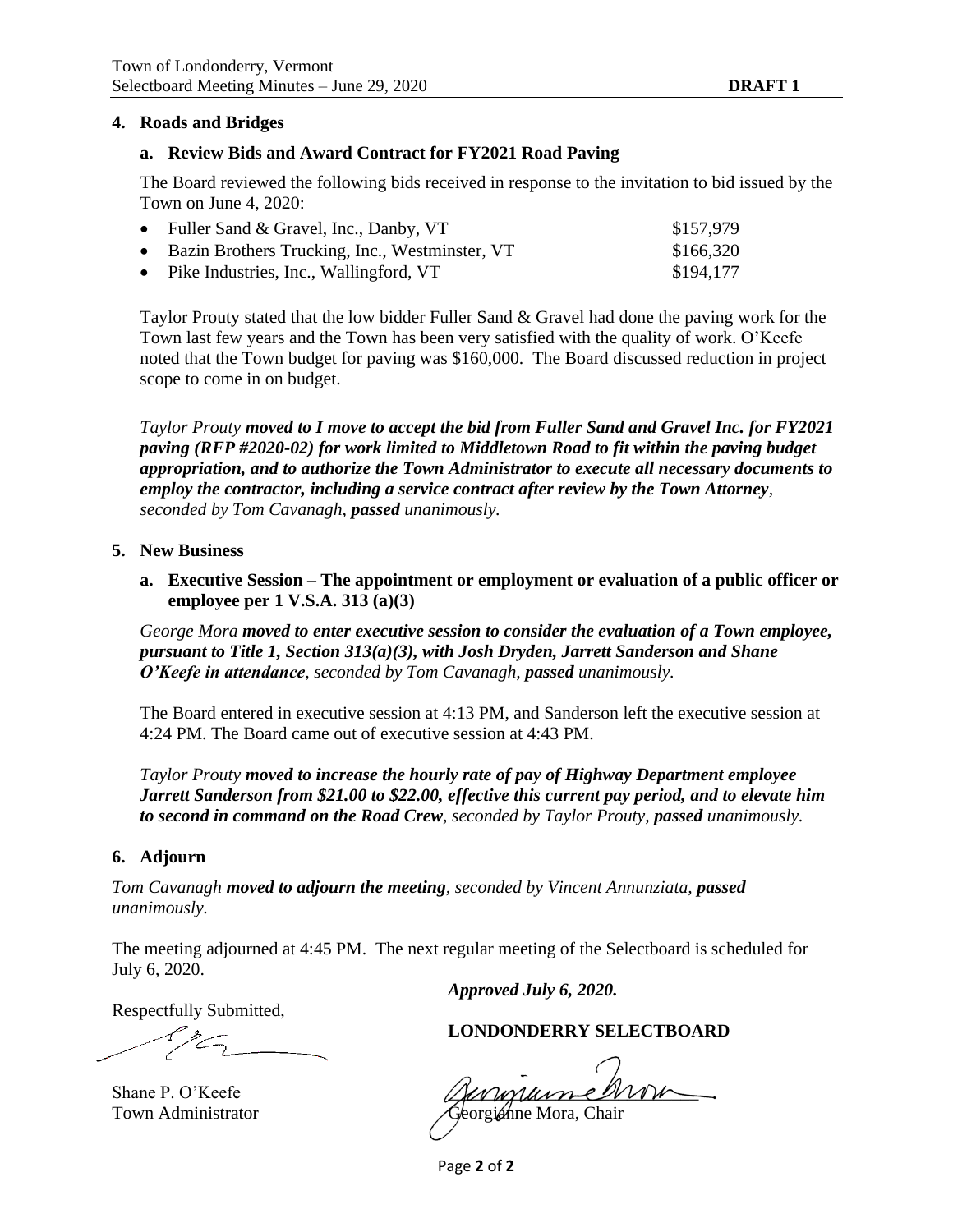## 4. Roads and Bridges

### a. Review Bids and Award Contract for FY2021 Road Paving

The Board reviewed the following bids received in response to the invitation to bid issued by the Town on June 4, 2020:

| | |
|---|---|
| • Fuller Sand & Gravel, Inc., Danby, VT | $157,979 |
| • Bazin Brothers Trucking, Inc., Westminster, VT | $166,320 |
| • Pike Industries, Inc., Wallingford, VT | $194,177 |

Taylor Prouty stated that the low bidder Fuller Sand & Gravel had done the paving work for the Town last few years and the Town has been very satisfied with the quality of work. O'Keefe noted that the Town budget for paving was $160,000. The Board discussed reduction in project scope to come in on budget.

*Taylor Prouty* ***moved to I move to accept the bid from Fuller Sand and Gravel Inc. for FY2021 paving (RFP #2020-02) for work limited to Middletown Road to fit within the paving budget appropriation, and to authorize the Town Administrator to execute all necessary documents to employ the contractor, including a service contract after review by the Town Attorney****, seconded by Tom Cavanagh,* ***passed*** *unanimously.*

## 5. New Business

### a. Executive Session – The appointment or employment or evaluation of a public officer or employee per 1 V.S.A. 313 (a)(3)

*George Mora* ***moved to enter executive session to consider the evaluation of a Town employee, pursuant to Title 1, Section 313(a)(3), with Josh Dryden, Jarrett Sanderson and Shane O'Keefe in attendance****, seconded by Tom Cavanagh,* ***passed*** *unanimously.*

The Board entered in executive session at 4:13 PM, and Sanderson left the executive session at 4:24 PM. The Board came out of executive session at 4:43 PM.

*Taylor Prouty* ***moved to increase the hourly rate of pay of Highway Department employee Jarrett Sanderson from $21.00 to $22.00, effective this current pay period, and to elevate him to second in command on the Road Crew****, seconded by Taylor Prouty,* ***passed*** *unanimously.*

## 6. Adjourn

*Tom Cavanagh* ***moved to adjourn the meeting****, seconded by Vincent Annunziata,* ***passed*** *unanimously.*

The meeting adjourned at 4:45 PM. The next regular meeting of the Selectboard is scheduled for July 6, 2020.

***Approved July 6, 2020.***

Respectfully Submitted,

Shane P. O'Keefe
Town Administrator

**LONDONDERRY SELECTBOARD**

Georgianne Mora, Chair